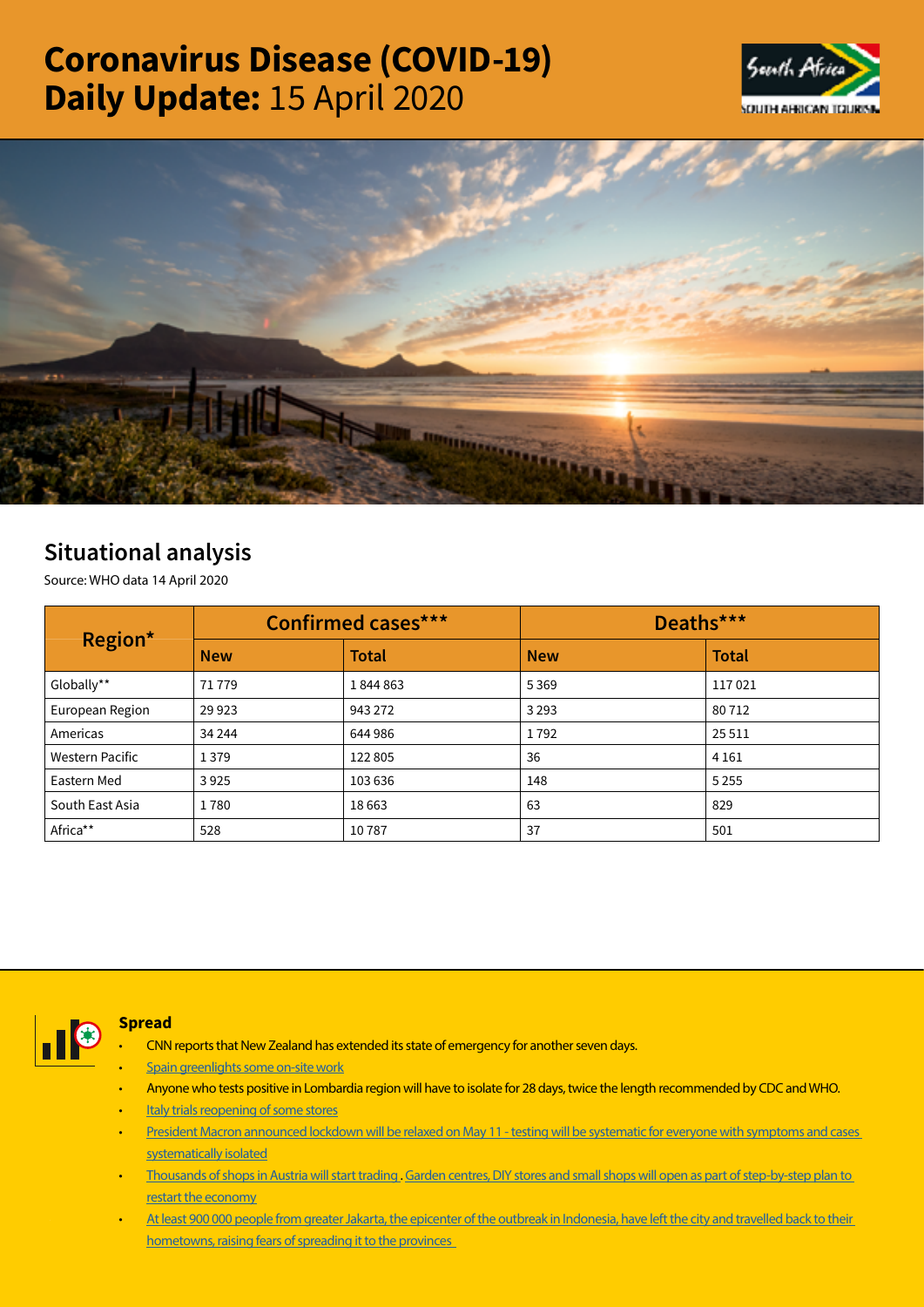# Coronavirus Disease (COVID-19) Daily Update: 15 April 2020

## Situational analysis

Source: WHO data 14 April 2020

| Region* | Confirmed cases*** | | Deaths*** | |
|---|---|---|---|---|
| | New | Total | New | Total |
| Globally** | 71 779 | 1 844 863 | 5 369 | 117 021 |
| European Region | 29 923 | 943 272 | 3 293 | 80 712 |
| Americas | 34 244 | 644 986 | 1 792 | 25 511 |
| Western Pacific | 1 379 | 122 805 | 36 | 4 161 |
| Eastern Med | 3 925 | 103 636 | 148 | 5 255 |
| South East Asia | 1 780 | 18 663 | 63 | 829 |
| Africa** | 528 | 10 787 | 37 | 501 |

### Spread

- CNN reports that New Zealand has extended its state of emergency for another seven days.
- Spain greenlights some on-site work
- Anyone who tests positive in Lombardia region will have to isolate for 28 days, twice the length recommended by CDC and WHO.
- Italy trials reopening of some stores
- President Macron announced lockdown will be relaxed on May 11 - testing will be systematic for everyone with symptoms and cases systematically isolated
- Thousands of shops in Austria will start trading . Garden centres, DIY stores and small shops will open as part of step-by-step plan to restart the economy
- At least 900 000 people from greater Jakarta, the epicenter of the outbreak in Indonesia, have left the city and travelled back to their hometowns, raising fears of spreading it to the provinces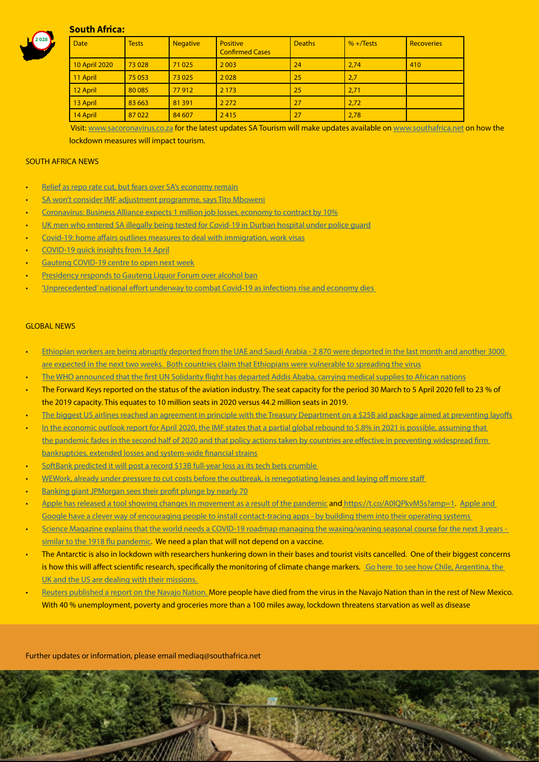## South Africa:

| Date | Tests | Negative | Positive Confirmed Cases | Deaths | % +/Tests | Recoveries |
|---|---|---|---|---|---|---|
| 10 April 2020 | 73 028 | 71 025 | 2 003 | 24 | 2,74 | 410 |
| 11 April | 75 053 | 73 025 | 2 028 | 25 | 2,7 | |
| 12 April | 80 085 | 77 912 | 2 173 | 25 | 2,71 | |
| 13 April | 83 663 | 81 391 | 2 272 | 27 | 2,72 | |
| 14 April | 87 022 | 84 607 | 2 415 | 27 | 2,78 | |

Visit: www.sacoronavirus.co.za for the latest updates SA Tourism will make updates available on www.southafrica.net on how the lockdown measures will impact tourism.

SOUTH AFRICA NEWS

- Relief as repo rate cut, but fears over SA's economy remain
- SA won't consider IMF adjustment programme, says Tito Mboweni
- Coronavirus: Business Alliance expects 1 million job losses, economy to contract by 10%
- UK men who entered SA illegally being tested for Covid-19 in Durban hospital under police guard
- Covid-19: home affairs outlines measures to deal with immigration, work visas
- COVID-19 quick insights from 14 April
- Gauteng COVID-19 centre to open next week
- Presidency responds to Gauteng Liquor Forum over alcohol ban
- 'Unprecedented' national effort underway to combat Covid-19 as infections rise and economy dies

GLOBAL NEWS

- Ethiopian workers are being abruptly deported from the UAE and Saudi Arabia - 2 870 were deported in the last month and another 3000 are expected in the next two weeks. Both countries claim that Ethiopians were vulnerable to spreading the virus
- The WHO announced that the first UN Solidarity flight has departed Addis Ababa, carrying medical supplies to African nations
- The Forward Keys reported on the status of the aviation industry. The seat capacity for the period 30 March to 5 April 2020 fell to 23 % of the 2019 capacity. This equates to 10 million seats in 2020 versus 44.2 million seats in 2019.
- The biggest US airlines reached an agreement in principle with the Treasury Department on a $25B aid package aimed at preventing layoffs
- In the economic outlook report for April 2020, the IMF states that a partial global rebound to 5.8% in 2021 is possible, assuming that the pandemic fades in the second half of 2020 and that policy actions taken by countries are effective in preventing widespread firm bankruptcies, extended losses and system-wide financial strains
- SoftBank predicted it will post a record $13B full-year loss as its tech bets crumble
- WEWork, already under pressure to cut costs before the outbreak, is renegotiating leases and laying off more staff
- Banking giant JPMorgan sees their profit plunge by nearly 70
- Apple has released a tool showing changes in movement as a result of the pandemic and https://t.co/A0lQPkvM5s?amp=1. Apple and Google have a clever way of encouraging people to install contact-tracing apps - by building them into their operating systems
- Science Magazine explains that the world needs a COVID-19 roadmap managing the waxing/waning seasonal course for the next 3 years - similar to the 1918 flu pandemic. We need a plan that will not depend on a vaccine.
- The Antarctic is also in lockdown with researchers hunkering down in their bases and tourist visits cancelled. One of their biggest concerns is how this will affect scientific research, specifically the monitoring of climate change markers. Go here to see how Chile, Argentina, the UK and the US are dealing with their missions.
- Reuters published a report on the Navajo Nation. More people have died from the virus in the Navajo Nation than in the rest of New Mexico. With 40 % unemployment, poverty and groceries more than a 100 miles away, lockdown threatens starvation as well as disease

Further updates or information, please email mediaq@southafrica.net